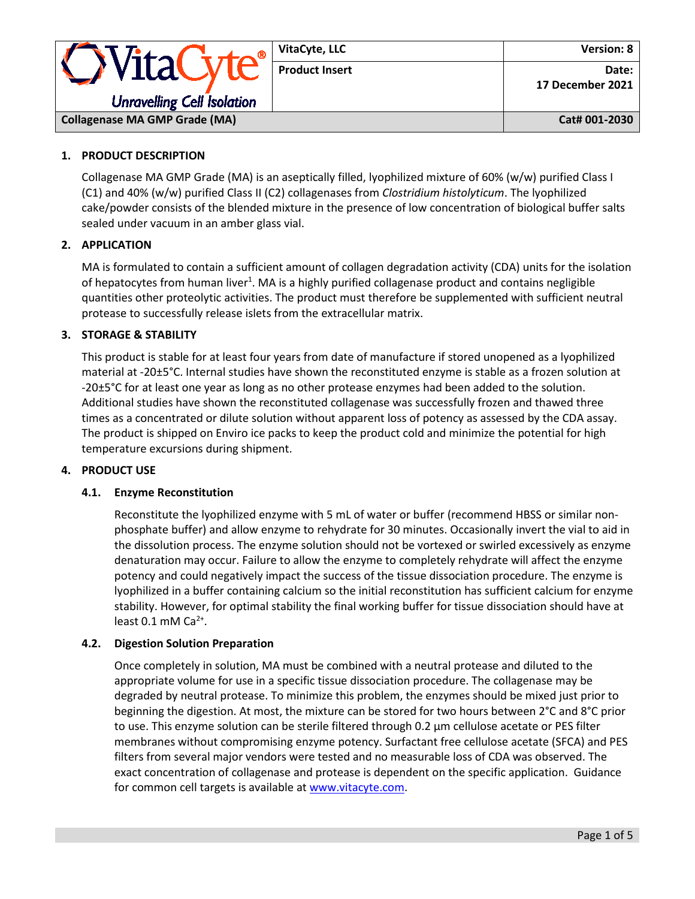| VitaCyte® Unravelling Cell Isolation | VitaCyte, LLC | Version: 8 |
| --- | --- | --- |
| | Product Insert | Date: 17 December 2021 |
| Collagenase MA GMP Grade (MA) | | Cat# 001-2030 |

## 1. PRODUCT DESCRIPTION

Collagenase MA GMP Grade (MA) is an aseptically filled, lyophilized mixture of 60% (w/w) purified Class I (C1) and 40% (w/w) purified Class II (C2) collagenases from *Clostridium histolyticum*. The lyophilized cake/powder consists of the blended mixture in the presence of low concentration of biological buffer salts sealed under vacuum in an amber glass vial.

## 2. APPLICATION

MA is formulated to contain a sufficient amount of collagen degradation activity (CDA) units for the isolation of hepatocytes from human liver[1]. MA is a highly purified collagenase product and contains negligible quantities other proteolytic activities. The product must therefore be supplemented with sufficient neutral protease to successfully release islets from the extracellular matrix.

## 3. STORAGE & STABILITY

This product is stable for at least four years from date of manufacture if stored unopened as a lyophilized material at -20±5°C. Internal studies have shown the reconstituted enzyme is stable as a frozen solution at -20±5°C for at least one year as long as no other protease enzymes had been added to the solution. Additional studies have shown the reconstituted collagenase was successfully frozen and thawed three times as a concentrated or dilute solution without apparent loss of potency as assessed by the CDA assay. The product is shipped on Enviro ice packs to keep the product cold and minimize the potential for high temperature excursions during shipment.

## 4. PRODUCT USE

### 4.1. Enzyme Reconstitution

Reconstitute the lyophilized enzyme with 5 mL of water or buffer (recommend HBSS or similar non-phosphate buffer) and allow enzyme to rehydrate for 30 minutes. Occasionally invert the vial to aid in the dissolution process. The enzyme solution should not be vortexed or swirled excessively as enzyme denaturation may occur. Failure to allow the enzyme to completely rehydrate will affect the enzyme potency and could negatively impact the success of the tissue dissociation procedure. The enzyme is lyophilized in a buffer containing calcium so the initial reconstitution has sufficient calcium for enzyme stability. However, for optimal stability the final working buffer for tissue dissociation should have at least 0.1 mM $Ca^{2+}$.

### 4.2. Digestion Solution Preparation

Once completely in solution, MA must be combined with a neutral protease and diluted to the appropriate volume for use in a specific tissue dissociation procedure. The collagenase may be degraded by neutral protease. To minimize this problem, the enzymes should be mixed just prior to beginning the digestion. At most, the mixture can be stored for two hours between 2°C and 8°C prior to use. This enzyme solution can be sterile filtered through 0.2 µm cellulose acetate or PES filter membranes without compromising enzyme potency. Surfactant free cellulose acetate (SFCA) and PES filters from several major vendors were tested and no measurable loss of CDA was observed. The exact concentration of collagenase and protease is dependent on the specific application. Guidance for common cell targets is available at www.vitacyte.com.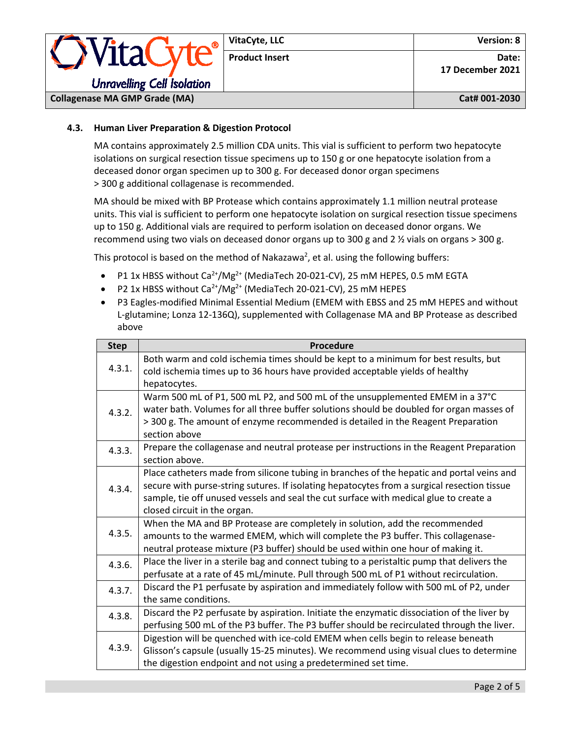### 4.3. Human Liver Preparation & Digestion Protocol

MA contains approximately 2.5 million CDA units. This vial is sufficient to perform two hepatocyte isolations on surgical resection tissue specimens up to 150 g or one hepatocyte isolation from a deceased donor organ specimen up to 300 g. For deceased donor organ specimens > 300 g additional collagenase is recommended.

MA should be mixed with BP Protease which contains approximately 1.1 million neutral protease units. This vial is sufficient to perform one hepatocyte isolation on surgical resection tissue specimens up to 150 g. Additional vials are required to perform isolation on deceased donor organs. We recommend using two vials on deceased donor organs up to 300 g and 2 ½ vials on organs > 300 g.

This protocol is based on the method of Nakazawa[2], et al. using the following buffers:

- P1 1x HBSS without $Ca^{2+}$/$Mg^{2+}$ (MediaTech 20-021-CV), 25 mM HEPES, 0.5 mM EGTA
- P2 1x HBSS without $Ca^{2+}$/$Mg^{2+}$ (MediaTech 20-021-CV), 25 mM HEPES
- P3 Eagles-modified Minimal Essential Medium (EMEM with EBSS and 25 mM HEPES and without L-glutamine; Lonza 12-136Q), supplemented with Collagenase MA and BP Protease as described above

| Step | Procedure |
|---|---|
| 4.3.1. | Both warm and cold ischemia times should be kept to a minimum for best results, but cold ischemia times up to 36 hours have provided acceptable yields of healthy hepatocytes. |
| 4.3.2. | Warm 500 mL of P1, 500 mL P2, and 500 mL of the unsupplemented EMEM in a 37°C water bath. Volumes for all three buffer solutions should be doubled for organ masses of > 300 g. The amount of enzyme recommended is detailed in the Reagent Preparation section above |
| 4.3.3. | Prepare the collagenase and neutral protease per instructions in the Reagent Preparation section above. |
| 4.3.4. | Place catheters made from silicone tubing in branches of the hepatic and portal veins and secure with purse-string sutures. If isolating hepatocytes from a surgical resection tissue sample, tie off unused vessels and seal the cut surface with medical glue to create a closed circuit in the organ. |
| 4.3.5. | When the MA and BP Protease are completely in solution, add the recommended amounts to the warmed EMEM, which will complete the P3 buffer. This collagenase-neutral protease mixture (P3 buffer) should be used within one hour of making it. |
| 4.3.6. | Place the liver in a sterile bag and connect tubing to a peristaltic pump that delivers the perfusate at a rate of 45 mL/minute. Pull through 500 mL of P1 without recirculation. |
| 4.3.7. | Discard the P1 perfusate by aspiration and immediately follow with 500 mL of P2, under the same conditions. |
| 4.3.8. | Discard the P2 perfusate by aspiration. Initiate the enzymatic dissociation of the liver by perfusing 500 mL of the P3 buffer. The P3 buffer should be recirculated through the liver. |
| 4.3.9. | Digestion will be quenched with ice-cold EMEM when cells begin to release beneath Glisson's capsule (usually 15-25 minutes). We recommend using visual clues to determine the digestion endpoint and not using a predetermined set time. |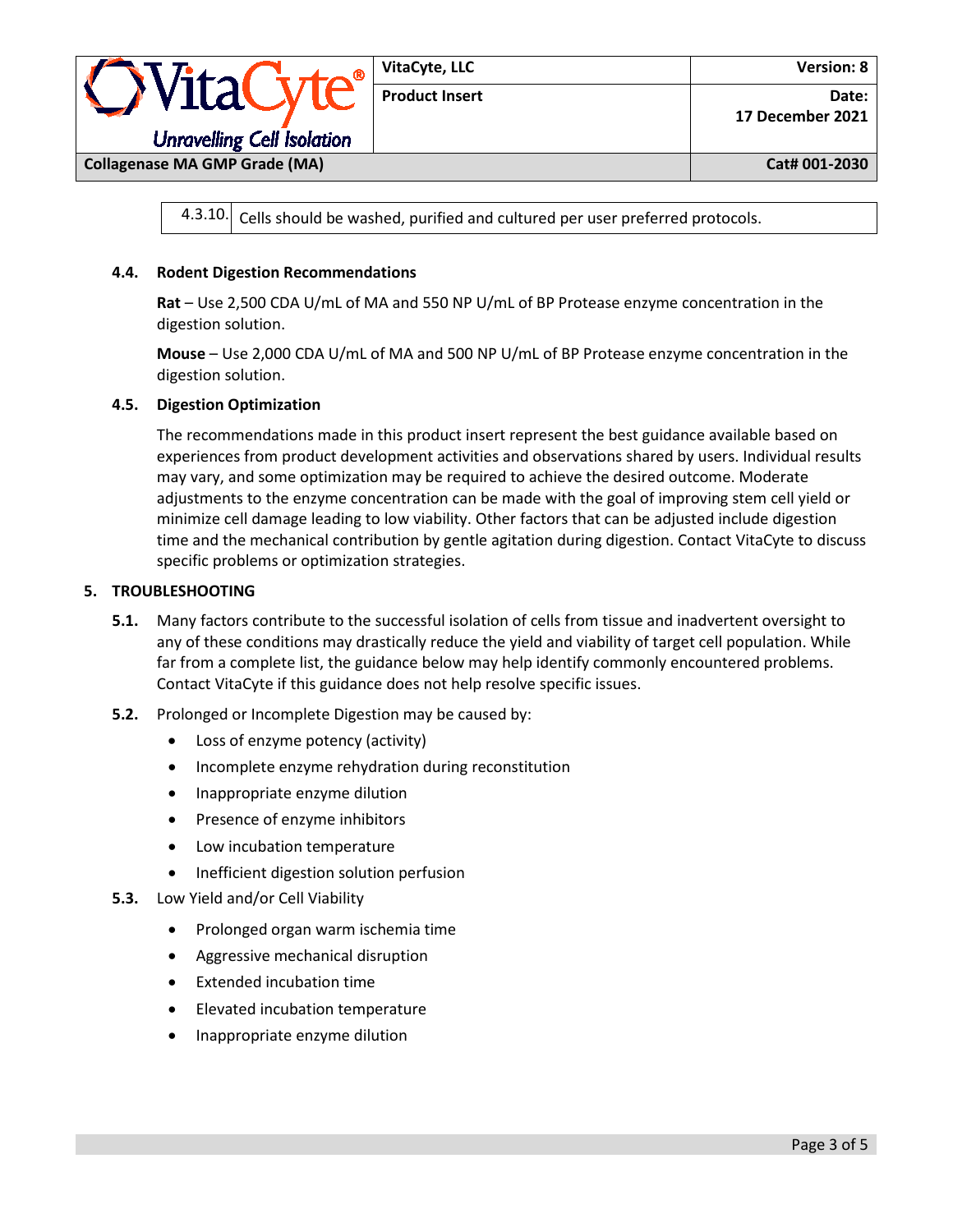| 4.3.10. | Cells should be washed, purified and cultured per user preferred protocols. |
|---|---|

### 4.4. Rodent Digestion Recommendations

**Rat** – Use 2,500 CDA U/mL of MA and 550 NP U/mL of BP Protease enzyme concentration in the digestion solution.

**Mouse** – Use 2,000 CDA U/mL of MA and 500 NP U/mL of BP Protease enzyme concentration in the digestion solution.

### 4.5. Digestion Optimization

The recommendations made in this product insert represent the best guidance available based on experiences from product development activities and observations shared by users. Individual results may vary, and some optimization may be required to achieve the desired outcome. Moderate adjustments to the enzyme concentration can be made with the goal of improving stem cell yield or minimize cell damage leading to low viability. Other factors that can be adjusted include digestion time and the mechanical contribution by gentle agitation during digestion. Contact VitaCyte to discuss specific problems or optimization strategies.

## 5. TROUBLESHOOTING

**5.1.** Many factors contribute to the successful isolation of cells from tissue and inadvertent oversight to any of these conditions may drastically reduce the yield and viability of target cell population. While far from a complete list, the guidance below may help identify commonly encountered problems. Contact VitaCyte if this guidance does not help resolve specific issues.

**5.2.** Prolonged or Incomplete Digestion may be caused by:

- Loss of enzyme potency (activity)
- Incomplete enzyme rehydration during reconstitution
- Inappropriate enzyme dilution
- Presence of enzyme inhibitors
- Low incubation temperature
- Inefficient digestion solution perfusion

**5.3.** Low Yield and/or Cell Viability

- Prolonged organ warm ischemia time
- Aggressive mechanical disruption
- Extended incubation time
- Elevated incubation temperature
- Inappropriate enzyme dilution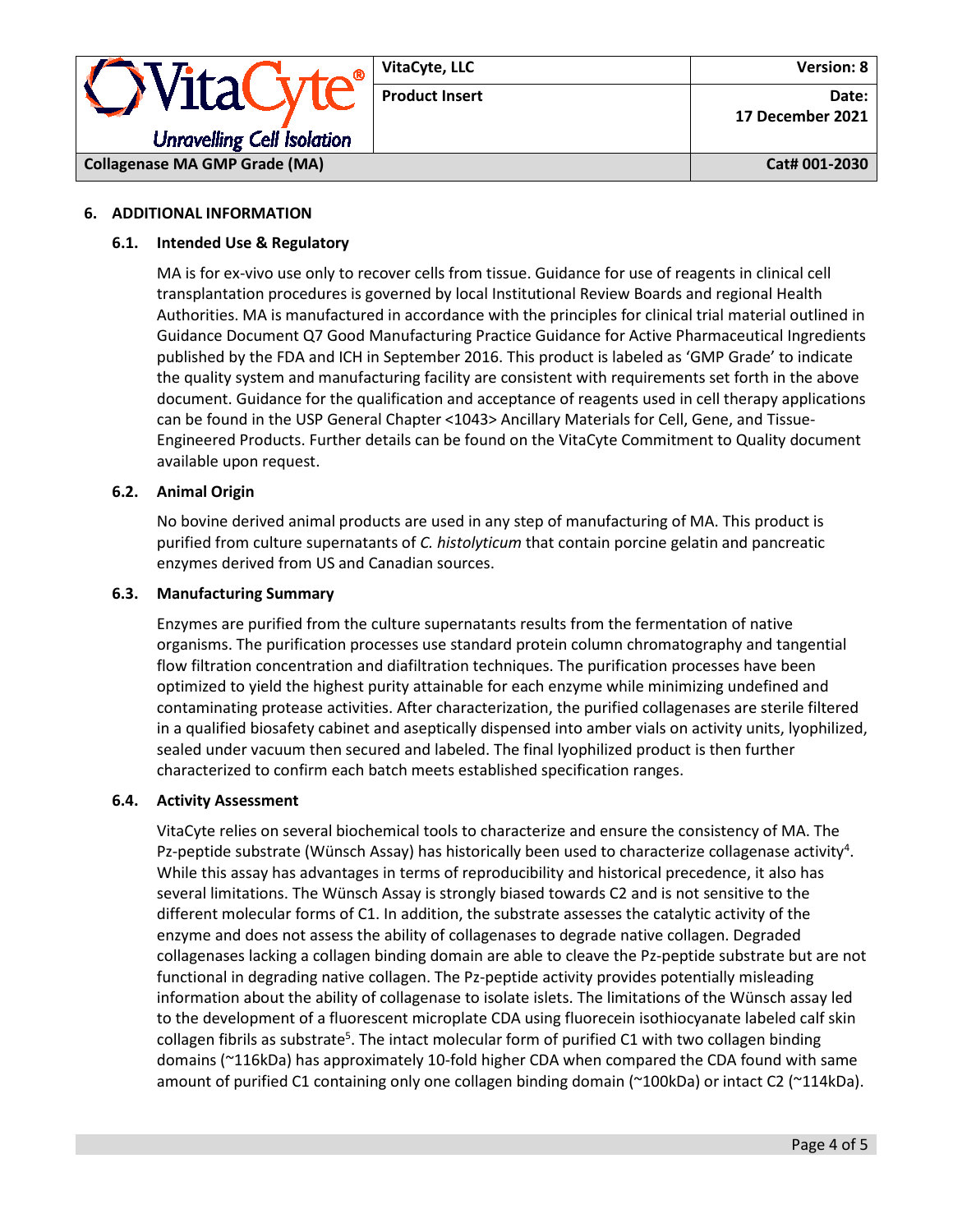## 6. ADDITIONAL INFORMATION

### 6.1. Intended Use & Regulatory

MA is for ex-vivo use only to recover cells from tissue. Guidance for use of reagents in clinical cell transplantation procedures is governed by local Institutional Review Boards and regional Health Authorities. MA is manufactured in accordance with the principles for clinical trial material outlined in Guidance Document Q7 Good Manufacturing Practice Guidance for Active Pharmaceutical Ingredients published by the FDA and ICH in September 2016. This product is labeled as 'GMP Grade' to indicate the quality system and manufacturing facility are consistent with requirements set forth in the above document. Guidance for the qualification and acceptance of reagents used in cell therapy applications can be found in the USP General Chapter <1043> Ancillary Materials for Cell, Gene, and Tissue-Engineered Products. Further details can be found on the VitaCyte Commitment to Quality document available upon request.

### 6.2. Animal Origin

No bovine derived animal products are used in any step of manufacturing of MA. This product is purified from culture supernatants of *C. histolyticum* that contain porcine gelatin and pancreatic enzymes derived from US and Canadian sources.

### 6.3. Manufacturing Summary

Enzymes are purified from the culture supernatants results from the fermentation of native organisms. The purification processes use standard protein column chromatography and tangential flow filtration concentration and diafiltration techniques. The purification processes have been optimized to yield the highest purity attainable for each enzyme while minimizing undefined and contaminating protease activities. After characterization, the purified collagenases are sterile filtered in a qualified biosafety cabinet and aseptically dispensed into amber vials on activity units, lyophilized, sealed under vacuum then secured and labeled. The final lyophilized product is then further characterized to confirm each batch meets established specification ranges.

### 6.4. Activity Assessment

VitaCyte relies on several biochemical tools to characterize and ensure the consistency of MA. The Pz-peptide substrate (Wünsch Assay) has historically been used to characterize collagenase activity[4]. While this assay has advantages in terms of reproducibility and historical precedence, it also has several limitations. The Wünsch Assay is strongly biased towards C2 and is not sensitive to the different molecular forms of C1. In addition, the substrate assesses the catalytic activity of the enzyme and does not assess the ability of collagenases to degrade native collagen. Degraded collagenases lacking a collagen binding domain are able to cleave the Pz-peptide substrate but are not functional in degrading native collagen. The Pz-peptide activity provides potentially misleading information about the ability of collagenase to isolate islets. The limitations of the Wünsch assay led to the development of a fluorescent microplate CDA using fluorecein isothiocyanate labeled calf skin collagen fibrils as substrate[5]. The intact molecular form of purified C1 with two collagen binding domains (~116kDa) has approximately 10-fold higher CDA when compared the CDA found with same amount of purified C1 containing only one collagen binding domain (~100kDa) or intact C2 (~114kDa).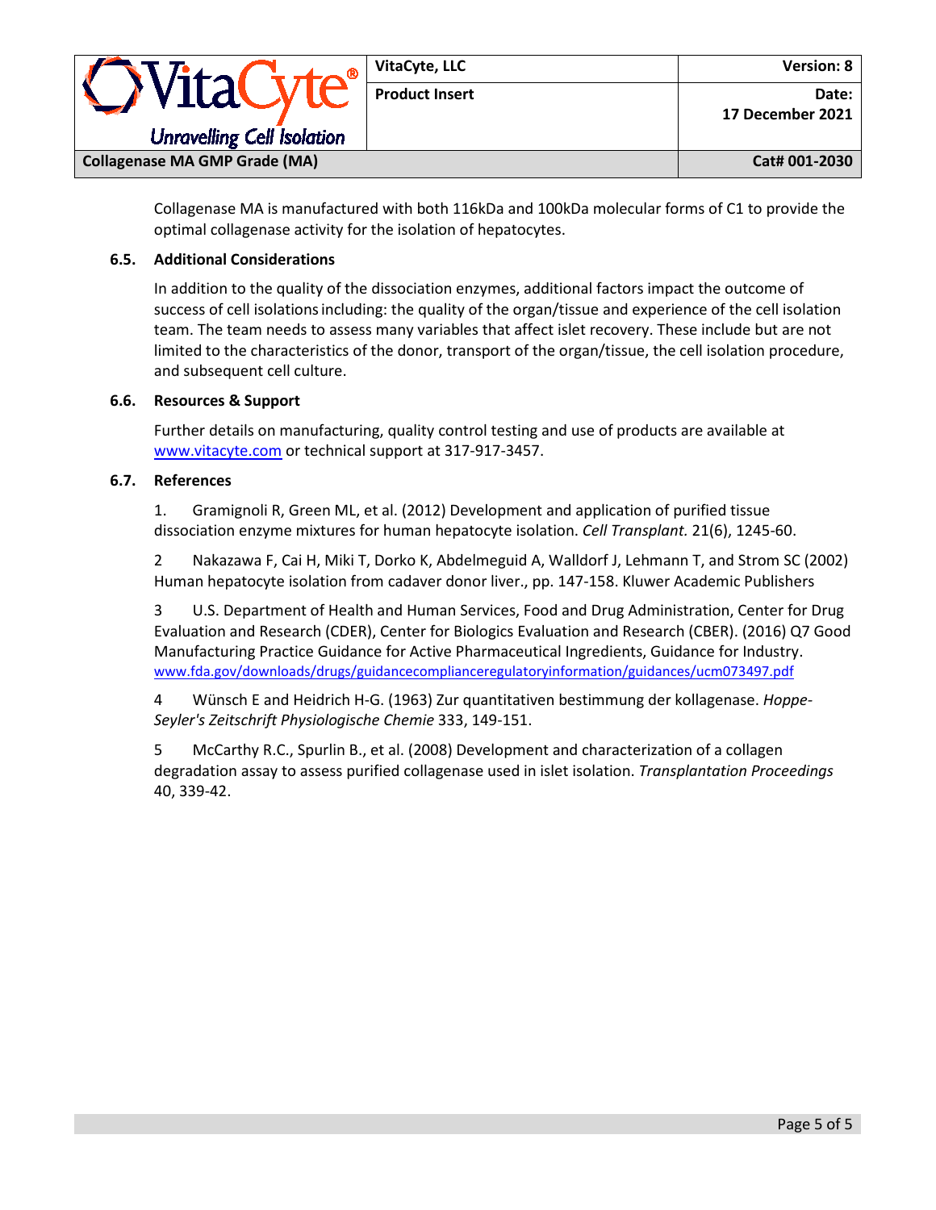Collagenase MA is manufactured with both 116kDa and 100kDa molecular forms of C1 to provide the optimal collagenase activity for the isolation of hepatocytes.

### 6.5. Additional Considerations

In addition to the quality of the dissociation enzymes, additional factors impact the outcome of success of cell isolations including: the quality of the organ/tissue and experience of the cell isolation team. The team needs to assess many variables that affect islet recovery. These include but are not limited to the characteristics of the donor, transport of the organ/tissue, the cell isolation procedure, and subsequent cell culture.

### 6.6. Resources & Support

Further details on manufacturing, quality control testing and use of products are available at www.vitacyte.com or technical support at 317-917-3457.

### 6.7. References

1. Gramignoli R, Green ML, et al. (2012) Development and application of purified tissue dissociation enzyme mixtures for human hepatocyte isolation. *Cell Transplant.* 21(6), 1245-60.

2 Nakazawa F, Cai H, Miki T, Dorko K, Abdelmeguid A, Walldorf J, Lehmann T, and Strom SC (2002) Human hepatocyte isolation from cadaver donor liver., pp. 147-158. Kluwer Academic Publishers

3 U.S. Department of Health and Human Services, Food and Drug Administration, Center for Drug Evaluation and Research (CDER), Center for Biologics Evaluation and Research (CBER). (2016) Q7 Good Manufacturing Practice Guidance for Active Pharmaceutical Ingredients, Guidance for Industry. www.fda.gov/downloads/drugs/guidancecomplianceregulatoryinformation/guidances/ucm073497.pdf

4 Wünsch E and Heidrich H-G. (1963) Zur quantitativen bestimmung der kollagenase. *Hoppe-Seyler's Zeitschrift Physiologische Chemie* 333, 149-151.

5 McCarthy R.C., Spurlin B., et al. (2008) Development and characterization of a collagen degradation assay to assess purified collagenase used in islet isolation. *Transplantation Proceedings* 40, 339-42.